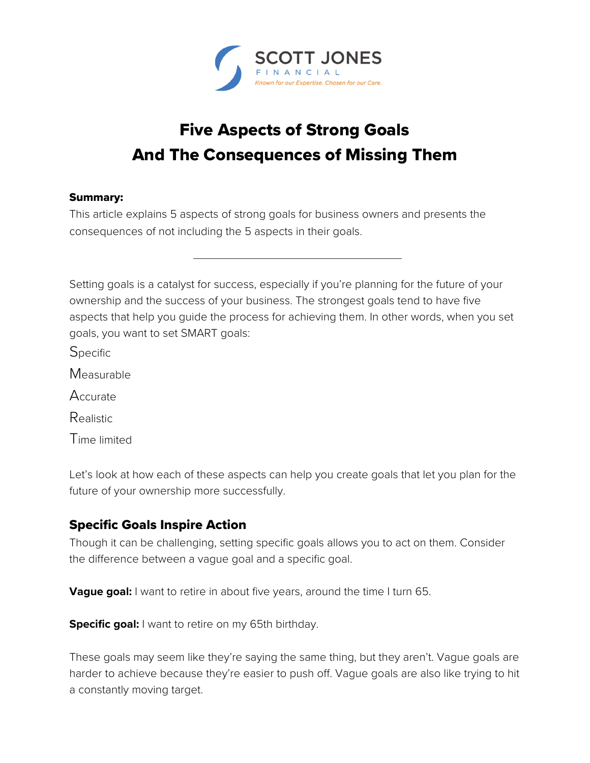SCOTT JONES
FINANCIAL
*Known for our Expertise. Chosen for our Care.*

# Five Aspects of Strong Goals And The Consequences of Missing Them

**Summary:**
This article explains 5 aspects of strong goals for business owners and presents the consequences of not including the 5 aspects in their goals.

---

Setting goals is a catalyst for success, especially if you're planning for the future of your ownership and the success of your business. The strongest goals tend to have five aspects that help you guide the process for achieving them. In other words, when you set goals, you want to set SMART goals:

Specific

Measurable

Accurate

Realistic

Time limited

Let's look at how each of these aspects can help you create goals that let you plan for the future of your ownership more successfully.

## Specific Goals Inspire Action

Though it can be challenging, setting specific goals allows you to act on them. Consider the difference between a vague goal and a specific goal.

**Vague goal:** I want to retire in about five years, around the time I turn 65.

**Specific goal:** I want to retire on my 65th birthday.

These goals may seem like they're saying the same thing, but they aren't. Vague goals are harder to achieve because they're easier to push off. Vague goals are also like trying to hit a constantly moving target.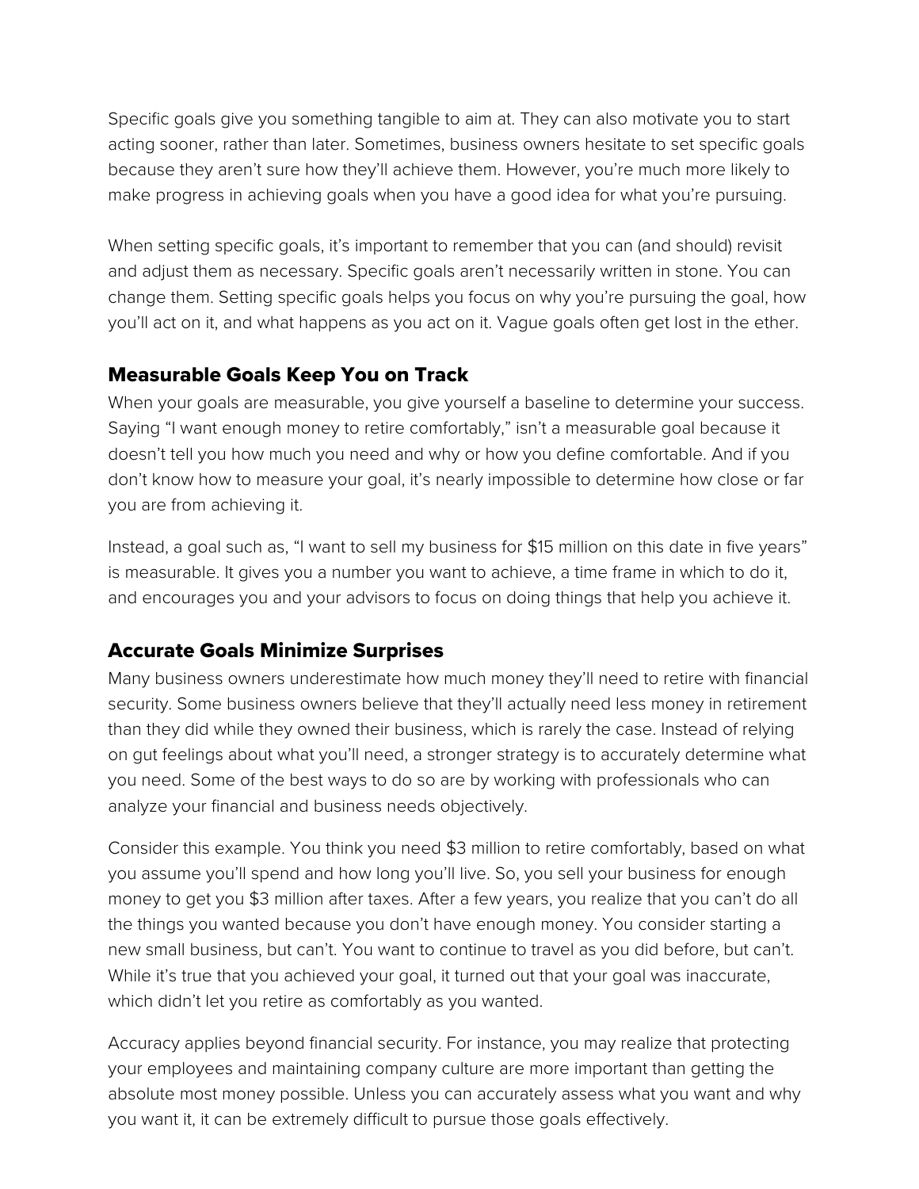Specific goals give you something tangible to aim at. They can also motivate you to start acting sooner, rather than later. Sometimes, business owners hesitate to set specific goals because they aren't sure how they'll achieve them. However, you're much more likely to make progress in achieving goals when you have a good idea for what you're pursuing.

When setting specific goals, it's important to remember that you can (and should) revisit and adjust them as necessary. Specific goals aren't necessarily written in stone. You can change them. Setting specific goals helps you focus on why you're pursuing the goal, how you'll act on it, and what happens as you act on it. Vague goals often get lost in the ether.

## Measurable Goals Keep You on Track

When your goals are measurable, you give yourself a baseline to determine your success. Saying "I want enough money to retire comfortably," isn't a measurable goal because it doesn't tell you how much you need and why or how you define comfortable. And if you don't know how to measure your goal, it's nearly impossible to determine how close or far you are from achieving it.

Instead, a goal such as, "I want to sell my business for $15 million on this date in five years" is measurable. It gives you a number you want to achieve, a time frame in which to do it, and encourages you and your advisors to focus on doing things that help you achieve it.

## Accurate Goals Minimize Surprises

Many business owners underestimate how much money they'll need to retire with financial security. Some business owners believe that they'll actually need less money in retirement than they did while they owned their business, which is rarely the case. Instead of relying on gut feelings about what you'll need, a stronger strategy is to accurately determine what you need. Some of the best ways to do so are by working with professionals who can analyze your financial and business needs objectively.

Consider this example. You think you need $3 million to retire comfortably, based on what you assume you'll spend and how long you'll live. So, you sell your business for enough money to get you $3 million after taxes. After a few years, you realize that you can't do all the things you wanted because you don't have enough money. You consider starting a new small business, but can't. You want to continue to travel as you did before, but can't. While it's true that you achieved your goal, it turned out that your goal was inaccurate, which didn't let you retire as comfortably as you wanted.

Accuracy applies beyond financial security. For instance, you may realize that protecting your employees and maintaining company culture are more important than getting the absolute most money possible. Unless you can accurately assess what you want and why you want it, it can be extremely difficult to pursue those goals effectively.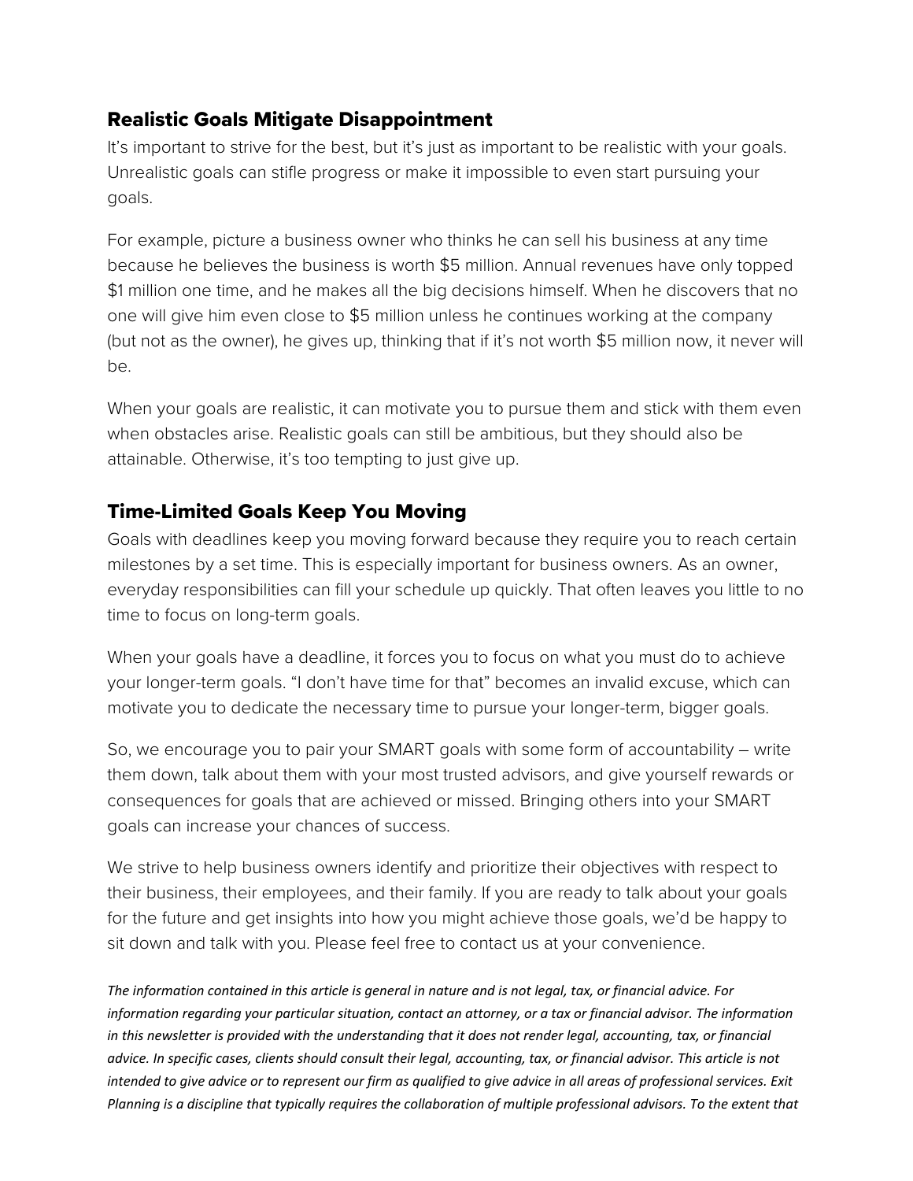## Realistic Goals Mitigate Disappointment

It's important to strive for the best, but it's just as important to be realistic with your goals. Unrealistic goals can stifle progress or make it impossible to even start pursuing your goals.

For example, picture a business owner who thinks he can sell his business at any time because he believes the business is worth $5 million. Annual revenues have only topped $1 million one time, and he makes all the big decisions himself. When he discovers that no one will give him even close to $5 million unless he continues working at the company (but not as the owner), he gives up, thinking that if it's not worth $5 million now, it never will be.

When your goals are realistic, it can motivate you to pursue them and stick with them even when obstacles arise. Realistic goals can still be ambitious, but they should also be attainable. Otherwise, it's too tempting to just give up.

## Time-Limited Goals Keep You Moving

Goals with deadlines keep you moving forward because they require you to reach certain milestones by a set time. This is especially important for business owners. As an owner, everyday responsibilities can fill your schedule up quickly. That often leaves you little to no time to focus on long-term goals.

When your goals have a deadline, it forces you to focus on what you must do to achieve your longer-term goals. "I don't have time for that" becomes an invalid excuse, which can motivate you to dedicate the necessary time to pursue your longer-term, bigger goals.

So, we encourage you to pair your SMART goals with some form of accountability – write them down, talk about them with your most trusted advisors, and give yourself rewards or consequences for goals that are achieved or missed. Bringing others into your SMART goals can increase your chances of success.

We strive to help business owners identify and prioritize their objectives with respect to their business, their employees, and their family. If you are ready to talk about your goals for the future and get insights into how you might achieve those goals, we'd be happy to sit down and talk with you. Please feel free to contact us at your convenience.

*The information contained in this article is general in nature and is not legal, tax, or financial advice. For information regarding your particular situation, contact an attorney, or a tax or financial advisor. The information in this newsletter is provided with the understanding that it does not render legal, accounting, tax, or financial advice. In specific cases, clients should consult their legal, accounting, tax, or financial advisor. This article is not intended to give advice or to represent our firm as qualified to give advice in all areas of professional services. Exit Planning is a discipline that typically requires the collaboration of multiple professional advisors. To the extent that*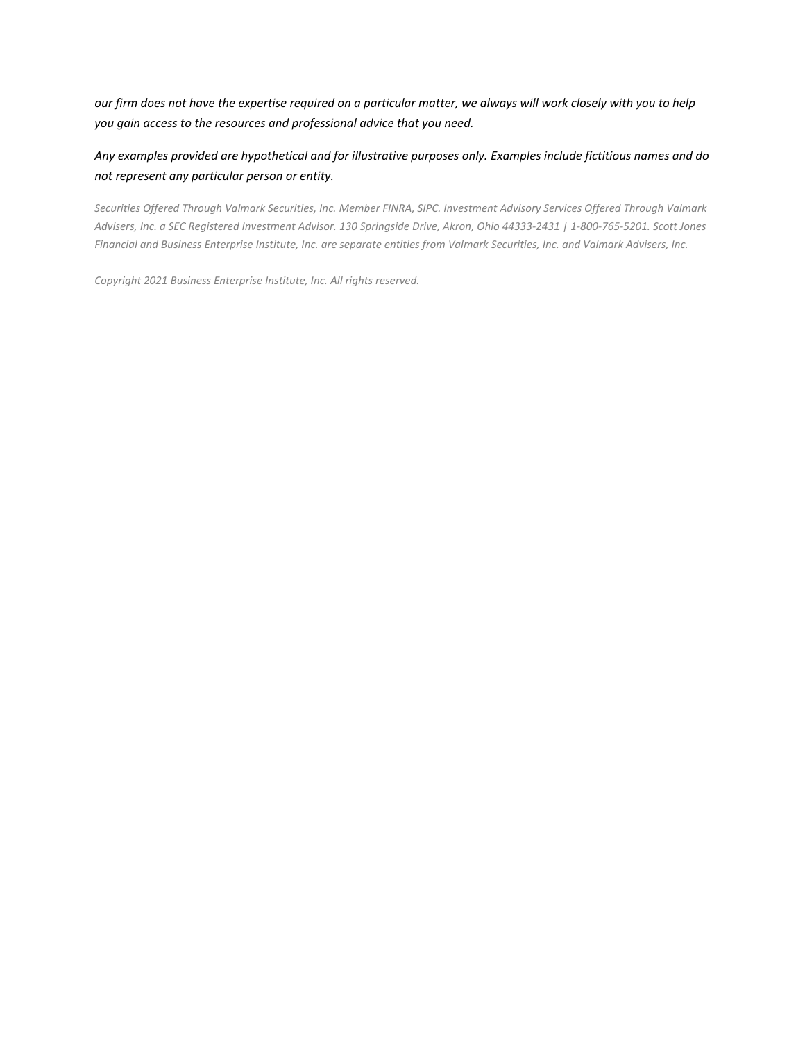*our firm does not have the expertise required on a particular matter, we always will work closely with you to help you gain access to the resources and professional advice that you need.*

*Any examples provided are hypothetical and for illustrative purposes only. Examples include fictitious names and do not represent any particular person or entity.*

*Securities Offered Through Valmark Securities, Inc. Member FINRA, SIPC. Investment Advisory Services Offered Through Valmark Advisers, Inc. a SEC Registered Investment Advisor. 130 Springside Drive, Akron, Ohio 44333-2431 | 1-800-765-5201. Scott Jones Financial and Business Enterprise Institute, Inc. are separate entities from Valmark Securities, Inc. and Valmark Advisers, Inc.*

*Copyright 2021 Business Enterprise Institute, Inc. All rights reserved.*